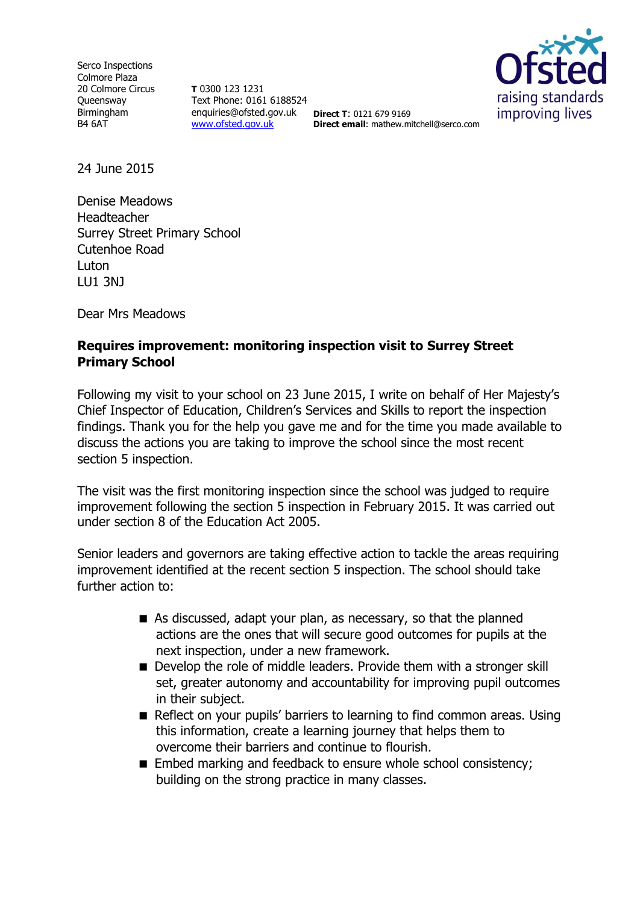Serco Inspections
Colmore Plaza
20 Colmore Circus
Queensway
Birmingham
B4 6AT

**T** 0300 123 1231
Text Phone: 0161 6188524
enquiries@ofsted.gov.uk
www.ofsted.gov.uk

**Direct T**: 0121 679 9169
**Direct email**: mathew.mitchell@serco.com

24 June 2015

Denise Meadows
Headteacher
Surrey Street Primary School
Cutenhoe Road
Luton
LU1 3NJ

Dear Mrs Meadows

**Requires improvement: monitoring inspection visit to Surrey Street Primary School**

Following my visit to your school on 23 June 2015, I write on behalf of Her Majesty's Chief Inspector of Education, Children's Services and Skills to report the inspection findings. Thank you for the help you gave me and for the time you made available to discuss the actions you are taking to improve the school since the most recent section 5 inspection.

The visit was the first monitoring inspection since the school was judged to require improvement following the section 5 inspection in February 2015. It was carried out under section 8 of the Education Act 2005.

Senior leaders and governors are taking effective action to tackle the areas requiring improvement identified at the recent section 5 inspection. The school should take further action to:

- As discussed, adapt your plan, as necessary, so that the planned actions are the ones that will secure good outcomes for pupils at the next inspection, under a new framework.
- Develop the role of middle leaders. Provide them with a stronger skill set, greater autonomy and accountability for improving pupil outcomes in their subject.
- Reflect on your pupils' barriers to learning to find common areas. Using this information, create a learning journey that helps them to overcome their barriers and continue to flourish.
- Embed marking and feedback to ensure whole school consistency; building on the strong practice in many classes.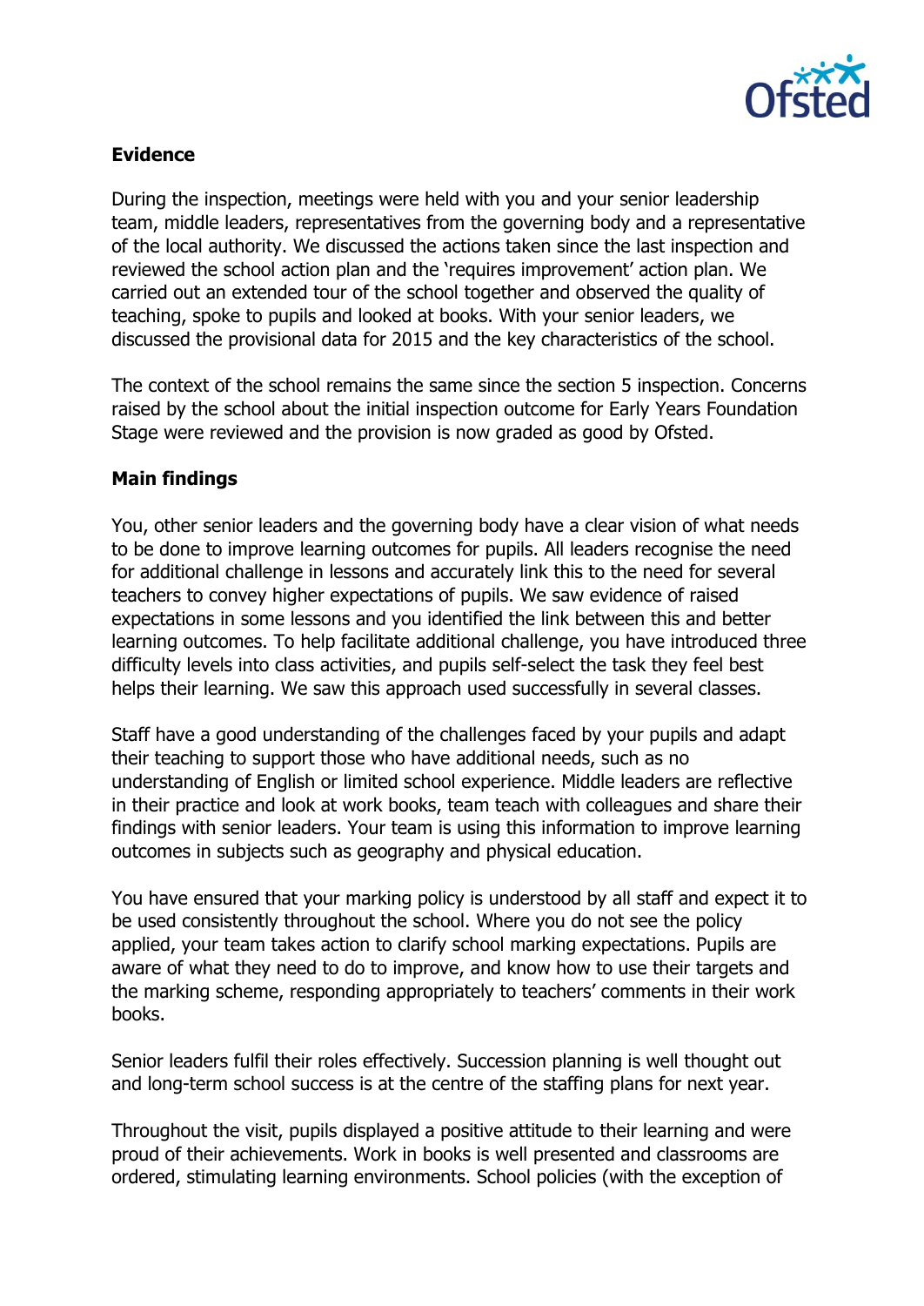**Evidence**

During the inspection, meetings were held with you and your senior leadership team, middle leaders, representatives from the governing body and a representative of the local authority. We discussed the actions taken since the last inspection and reviewed the school action plan and the 'requires improvement' action plan. We carried out an extended tour of the school together and observed the quality of teaching, spoke to pupils and looked at books. With your senior leaders, we discussed the provisional data for 2015 and the key characteristics of the school.

The context of the school remains the same since the section 5 inspection. Concerns raised by the school about the initial inspection outcome for Early Years Foundation Stage were reviewed and the provision is now graded as good by Ofsted.

**Main findings**

You, other senior leaders and the governing body have a clear vision of what needs to be done to improve learning outcomes for pupils. All leaders recognise the need for additional challenge in lessons and accurately link this to the need for several teachers to convey higher expectations of pupils. We saw evidence of raised expectations in some lessons and you identified the link between this and better learning outcomes. To help facilitate additional challenge, you have introduced three difficulty levels into class activities, and pupils self-select the task they feel best helps their learning. We saw this approach used successfully in several classes.

Staff have a good understanding of the challenges faced by your pupils and adapt their teaching to support those who have additional needs, such as no understanding of English or limited school experience. Middle leaders are reflective in their practice and look at work books, team teach with colleagues and share their findings with senior leaders. Your team is using this information to improve learning outcomes in subjects such as geography and physical education.

You have ensured that your marking policy is understood by all staff and expect it to be used consistently throughout the school. Where you do not see the policy applied, your team takes action to clarify school marking expectations. Pupils are aware of what they need to do to improve, and know how to use their targets and the marking scheme, responding appropriately to teachers' comments in their work books.

Senior leaders fulfil their roles effectively. Succession planning is well thought out and long-term school success is at the centre of the staffing plans for next year.

Throughout the visit, pupils displayed a positive attitude to their learning and were proud of their achievements. Work in books is well presented and classrooms are ordered, stimulating learning environments. School policies (with the exception of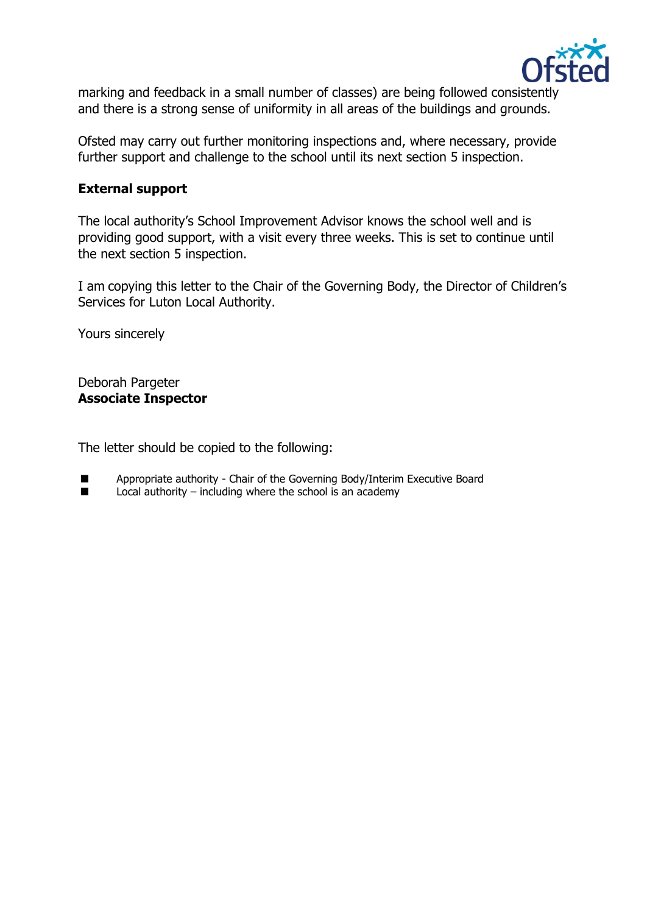marking and feedback in a small number of classes) are being followed consistently and there is a strong sense of uniformity in all areas of the buildings and grounds.

Ofsted may carry out further monitoring inspections and, where necessary, provide further support and challenge to the school until its next section 5 inspection.

**External support**

The local authority's School Improvement Advisor knows the school well and is providing good support, with a visit every three weeks. This is set to continue until the next section 5 inspection.

I am copying this letter to the Chair of the Governing Body, the Director of Children's Services for Luton Local Authority.

Yours sincerely

Deborah Pargeter
**Associate Inspector**

The letter should be copied to the following:

- Appropriate authority - Chair of the Governing Body/Interim Executive Board
- Local authority – including where the school is an academy